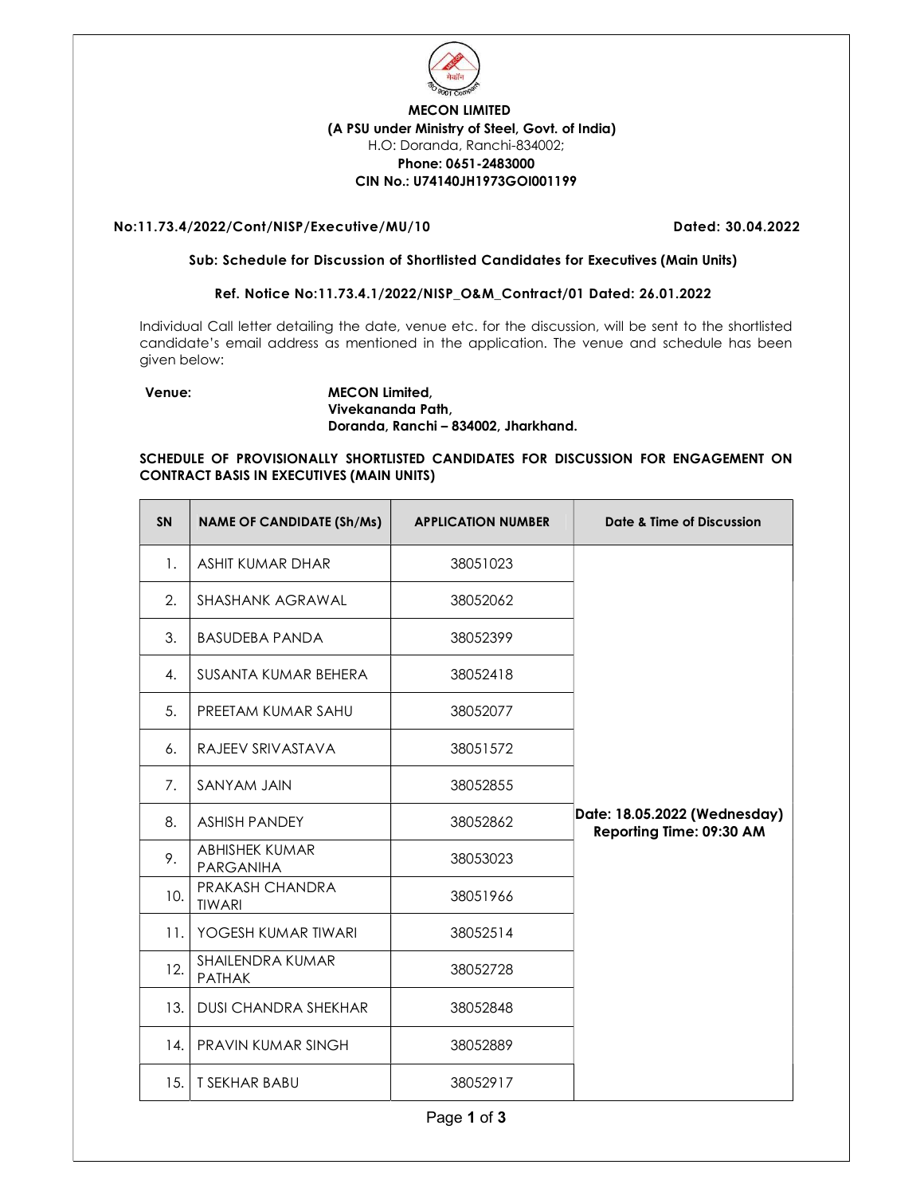**MECON LIMITED**

**(A PSU under Ministry of Steel, Govt. of India)**

H.O: Doranda, Ranchi-834002;

**Phone: 0651-2483000**

**CIN No.: U74140JH1973GOI001199**

**No:11.73.4/2022/Cont/NISP/Executive/MU/10** **Dated: 30.04.2022**

**Sub: Schedule for Discussion of Shortlisted Candidates for Executives (Main Units)**

**Ref. Notice No:11.73.4.1/2022/NISP_O&M_Contract/01 Dated: 26.01.2022**

Individual Call letter detailing the date, venue etc. for the discussion, will be sent to the shortlisted candidate's email address as mentioned in the application. The venue and schedule has been given below:

**Venue:** **MECON Limited,**
**Vivekananda Path,**
**Doranda, Ranchi – 834002, Jharkhand.**

**SCHEDULE OF PROVISIONALLY SHORTLISTED CANDIDATES FOR DISCUSSION FOR ENGAGEMENT ON CONTRACT BASIS IN EXECUTIVES (MAIN UNITS)**

| SN | NAME OF CANDIDATE (Sh/Ms) | APPLICATION NUMBER | Date & Time of Discussion |
|---|---|---|---|
| 1. | ASHIT KUMAR DHAR | 38051023 | **Date: 18.05.2022 (Wednesday) Reporting Time: 09:30 AM** |
| 2. | SHASHANK AGRAWAL | 38052062 | |
| 3. | BASUDEBA PANDA | 38052399 | |
| 4. | SUSANTA KUMAR BEHERA | 38052418 | |
| 5. | PREETAM KUMAR SAHU | 38052077 | |
| 6. | RAJEEV SRIVASTAVA | 38051572 | |
| 7. | SANYAM JAIN | 38052855 | |
| 8. | ASHISH PANDEY | 38052862 | |
| 9. | ABHISHEK KUMAR PARGANIHA | 38053023 | |
| 10. | PRAKASH CHANDRA TIWARI | 38051966 | |
| 11. | YOGESH KUMAR TIWARI | 38052514 | |
| 12. | SHAILENDRA KUMAR PATHAK | 38052728 | |
| 13. | DUSI CHANDRA SHEKHAR | 38052848 | |
| 14. | PRAVIN KUMAR SINGH | 38052889 | |
| 15. | T SEKHAR BABU | 38052917 | |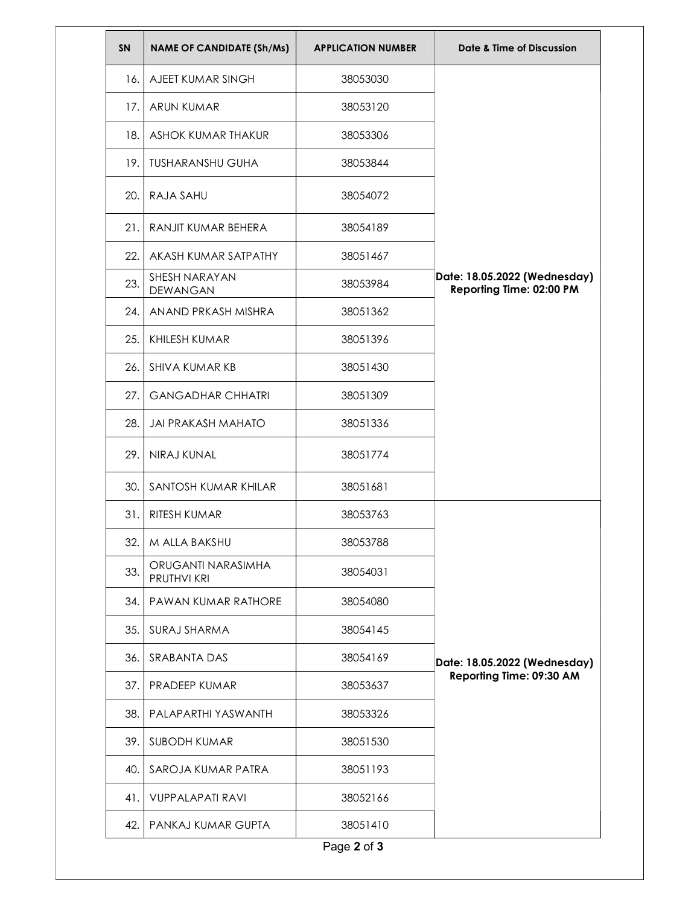| SN | NAME OF CANDIDATE (Sh/Ms) | APPLICATION NUMBER | Date & Time of Discussion |
| --- | --- | --- | --- |
| 16. | AJEET KUMAR SINGH | 38053030 | Date: 18.05.2022 (Wednesday) Reporting Time: 02:00 PM |
| 17. | ARUN KUMAR | 38053120 | |
| 18. | ASHOK KUMAR THAKUR | 38053306 | |
| 19. | TUSHARANSHU GUHA | 38053844 | |
| 20. | RAJA SAHU | 38054072 | |
| 21. | RANJIT KUMAR BEHERA | 38054189 | |
| 22. | AKASH KUMAR SATPATHY | 38051467 | |
| 23. | SHESH NARAYAN DEWANGAN | 38053984 | |
| 24. | ANAND PRKASH MISHRA | 38051362 | |
| 25. | KHILESH KUMAR | 38051396 | |
| 26. | SHIVA KUMAR KB | 38051430 | |
| 27. | GANGADHAR CHHATRI | 38051309 | |
| 28. | JAI PRAKASH MAHATO | 38051336 | |
| 29. | NIRAJ KUNAL | 38051774 | |
| 30. | SANTOSH KUMAR KHILAR | 38051681 | |
| 31. | RITESH KUMAR | 38053763 | Date: 18.05.2022 (Wednesday) Reporting Time: 09:30 AM |
| 32. | M ALLA BAKSHU | 38053788 | |
| 33. | ORUGANTI NARASIMHA PRUTHVI KRI | 38054031 | |
| 34. | PAWAN KUMAR RATHORE | 38054080 | |
| 35. | SURAJ SHARMA | 38054145 | |
| 36. | SRABANTA DAS | 38054169 | |
| 37. | PRADEEP KUMAR | 38053637 | |
| 38. | PALAPARTHI YASWANTH | 38053326 | |
| 39. | SUBODH KUMAR | 38051530 | |
| 40. | SAROJA KUMAR PATRA | 38051193 | |
| 41. | VUPPALAPATI RAVI | 38052166 | |
| 42. | PANKAJ KUMAR GUPTA | 38051410 | |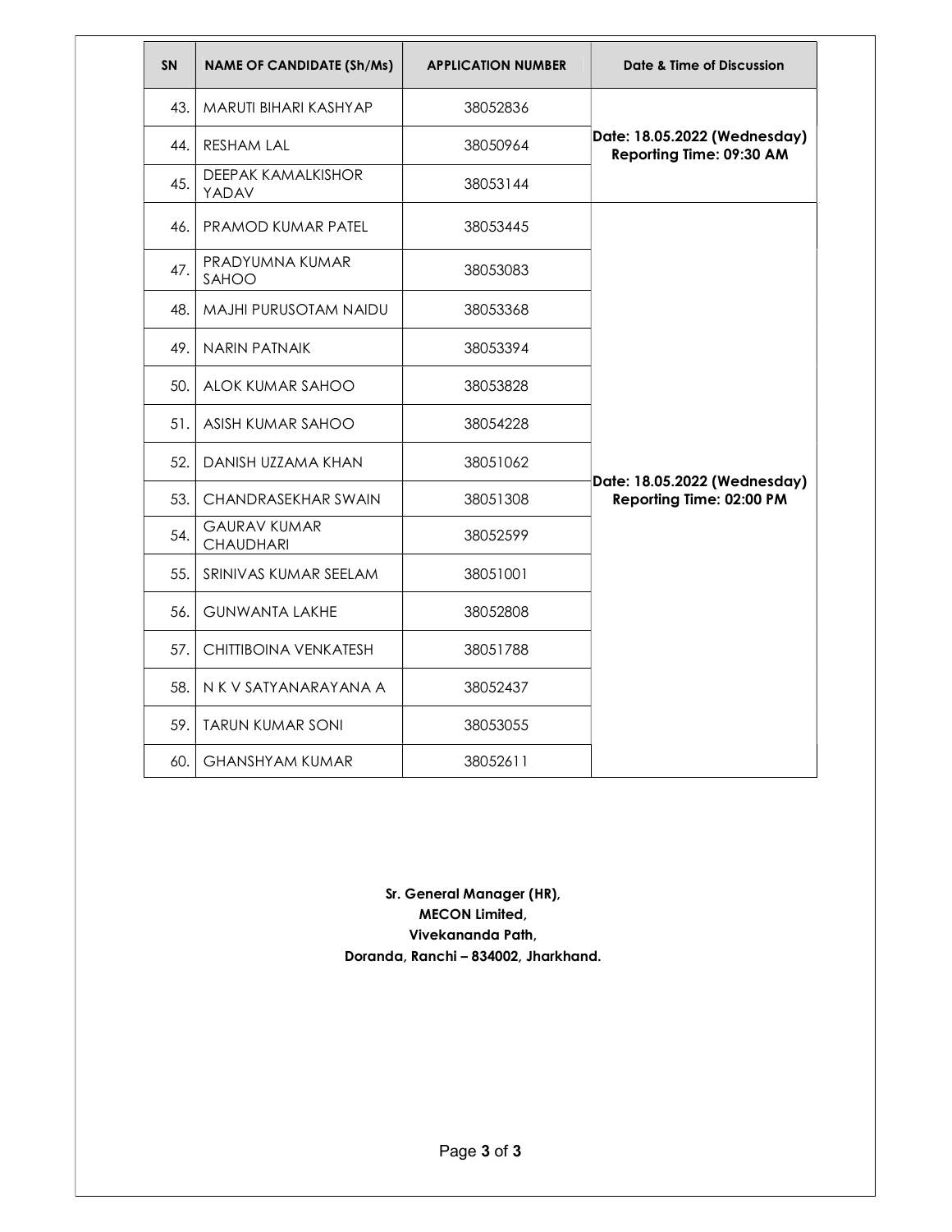| SN | NAME OF CANDIDATE (Sh/Ms) | APPLICATION NUMBER | Date & Time of Discussion |
|---|---|---|---|
| 43. | MARUTI BIHARI KASHYAP | 38052836 | **Date: 18.05.2022 (Wednesday) Reporting Time: 09:30 AM** |
| 44. | RESHAM LAL | 38050964 | |
| 45. | DEEPAK KAMALKISHOR YADAV | 38053144 | |
| 46. | PRAMOD KUMAR PATEL | 38053445 | **Date: 18.05.2022 (Wednesday) Reporting Time: 02:00 PM** |
| 47. | PRADYUMNA KUMAR SAHOO | 38053083 | |
| 48. | MAJHI PURUSOTAM NAIDU | 38053368 | |
| 49. | NARIN PATNAIK | 38053394 | |
| 50. | ALOK KUMAR SAHOO | 38053828 | |
| 51. | ASISH KUMAR SAHOO | 38054228 | |
| 52. | DANISH UZZAMA KHAN | 38051062 | |
| 53. | CHANDRASEKHAR SWAIN | 38051308 | |
| 54. | GAURAV KUMAR CHAUDHARI | 38052599 | |
| 55. | SRINIVAS KUMAR SEELAM | 38051001 | |
| 56. | GUNWANTA LAKHE | 38052808 | |
| 57. | CHITTIBOINA VENKATESH | 38051788 | |
| 58. | N K V SATYANARAYANA A | 38052437 | |
| 59. | TARUN KUMAR SONI | 38053055 | |
| 60. | GHANSHYAM KUMAR | 38052611 | |

**Sr. General Manager (HR),**
**MECON Limited,**
**Vivekananda Path,**
**Doranda, Ranchi – 834002, Jharkhand.**